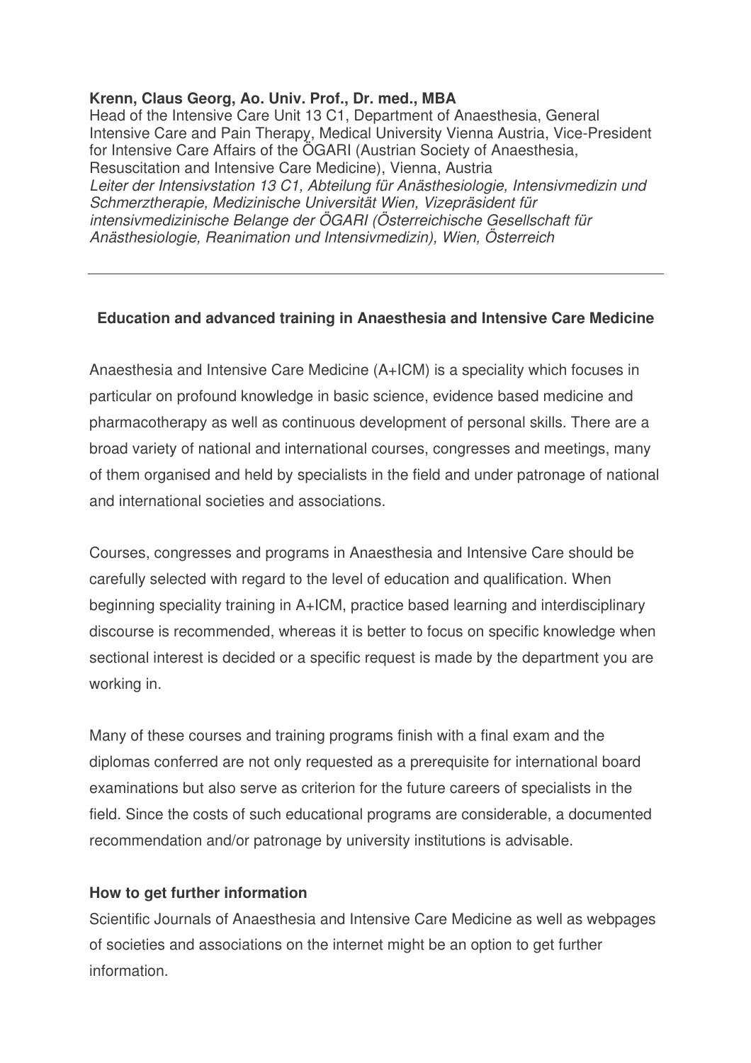**Krenn, Claus Georg, Ao. Univ. Prof., Dr. med., MBA**
Head of the Intensive Care Unit 13 C1, Department of Anaesthesia, General Intensive Care and Pain Therapy, Medical University Vienna Austria, Vice-President for Intensive Care Affairs of the ÖGARI (Austrian Society of Anaesthesia, Resuscitation and Intensive Care Medicine), Vienna, Austria
*Leiter der Intensivstation 13 C1, Abteilung für Anästhesiologie, Intensivmedizin und Schmerztherapie, Medizinische Universität Wien, Vizepräsident für intensivmedizinische Belange der ÖGARI (Österreichische Gesellschaft für Anästhesiologie, Reanimation und Intensivmedizin), Wien, Österreich*

---

## Education and advanced training in Anaesthesia and Intensive Care Medicine

Anaesthesia and Intensive Care Medicine (A+ICM) is a speciality which focuses in particular on profound knowledge in basic science, evidence based medicine and pharmacotherapy as well as continuous development of personal skills. There are a broad variety of national and international courses, congresses and meetings, many of them organised and held by specialists in the field and under patronage of national and international societies and associations.

Courses, congresses and programs in Anaesthesia and Intensive Care should be carefully selected with regard to the level of education and qualification. When beginning speciality training in A+ICM, practice based learning and interdisciplinary discourse is recommended, whereas it is better to focus on specific knowledge when sectional interest is decided or a specific request is made by the department you are working in.

Many of these courses and training programs finish with a final exam and the diplomas conferred are not only requested as a prerequisite for international board examinations but also serve as criterion for the future careers of specialists in the field. Since the costs of such educational programs are considerable, a documented recommendation and/or patronage by university institutions is advisable.

**How to get further information**
Scientific Journals of Anaesthesia and Intensive Care Medicine as well as webpages of societies and associations on the internet might be an option to get further information.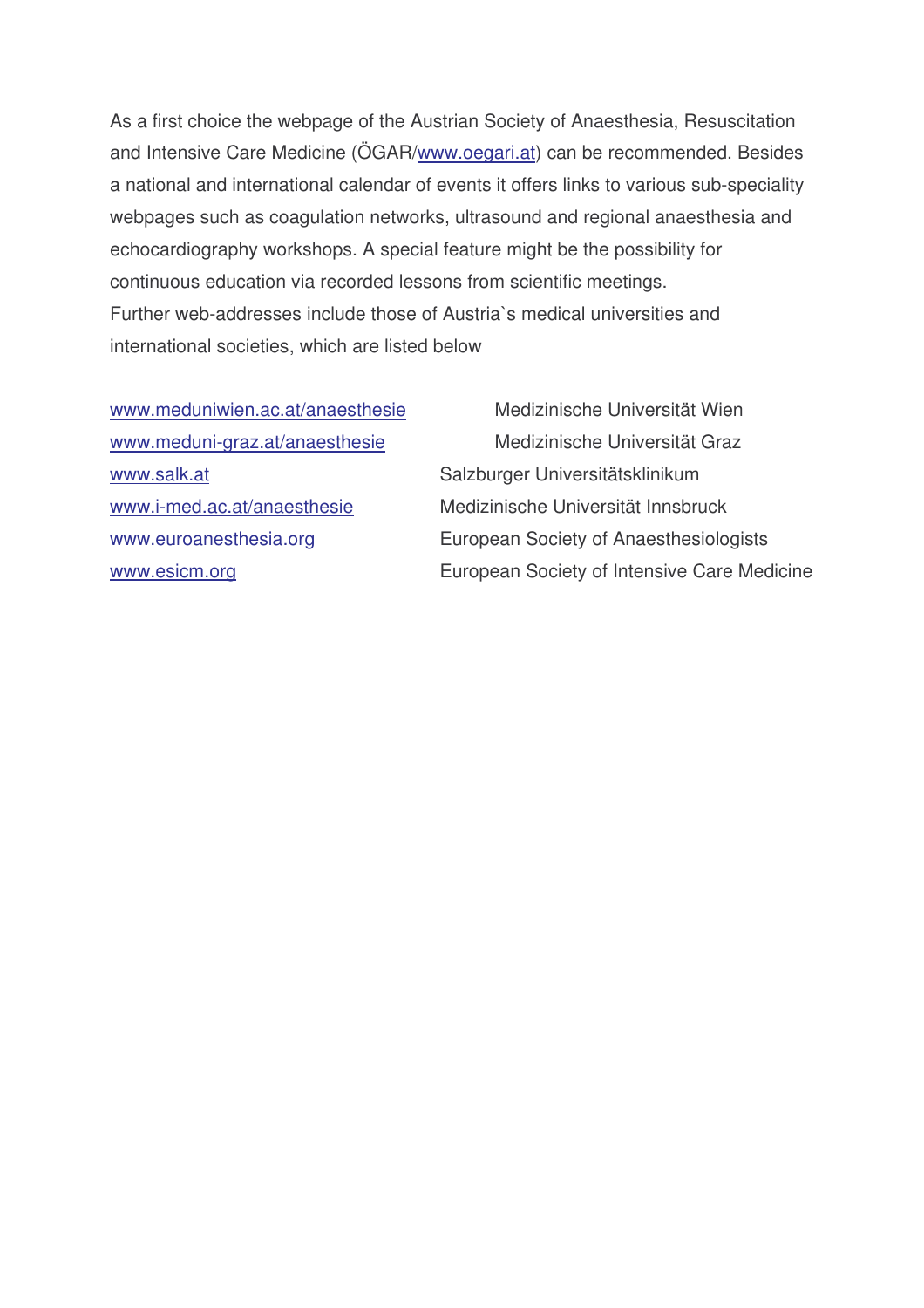As a first choice the webpage of the Austrian Society of Anaesthesia, Resuscitation and Intensive Care Medicine (ÖGAR/www.oegari.at) can be recommended. Besides a national and international calendar of events it offers links to various sub-speciality webpages such as coagulation networks, ultrasound and regional anaesthesia and echocardiography workshops. A special feature might be the possibility for continuous education via recorded lessons from scientific meetings.
Further web-addresses include those of Austria`s medical universities and international societies, which are listed below

| | |
|---|---|
| www.meduniwien.ac.at/anaesthesie | Medizinische Universität Wien |
| www.meduni-graz.at/anaesthesie | Medizinische Universität Graz |
| www.salk.at | Salzburger Universitätsklinikum |
| www.i-med.ac.at/anaesthesie | Medizinische Universität Innsbruck |
| www.euroanesthesia.org | European Society of Anaesthesiologists |
| www.esicm.org | European Society of Intensive Care Medicine |